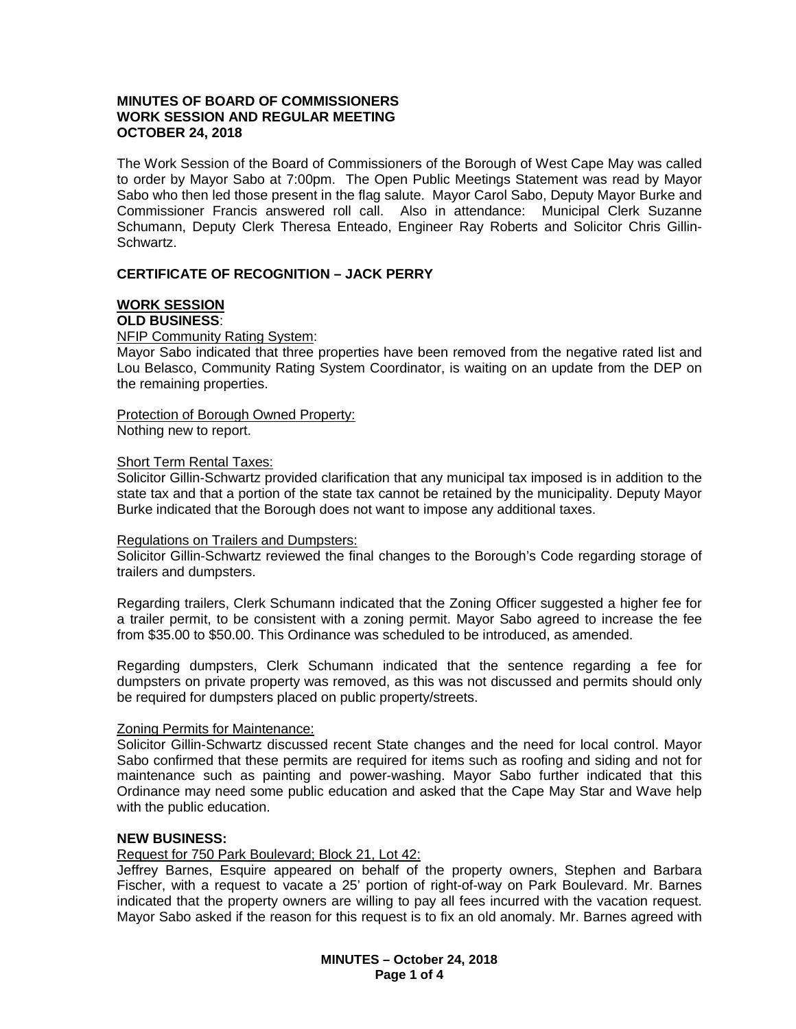**MINUTES OF BOARD OF COMMISSIONERS**
**WORK SESSION AND REGULAR MEETING**
**OCTOBER 24, 2018**

The Work Session of the Board of Commissioners of the Borough of West Cape May was called to order by Mayor Sabo at 7:00pm. The Open Public Meetings Statement was read by Mayor Sabo who then led those present in the flag salute. Mayor Carol Sabo, Deputy Mayor Burke and Commissioner Francis answered roll call. Also in attendance: Municipal Clerk Suzanne Schumann, Deputy Clerk Theresa Enteado, Engineer Ray Roberts and Solicitor Chris Gillin-Schwartz.

**CERTIFICATE OF RECOGNITION – JACK PERRY**

## WORK SESSION

**OLD BUSINESS**:

NFIP Community Rating System:
Mayor Sabo indicated that three properties have been removed from the negative rated list and Lou Belasco, Community Rating System Coordinator, is waiting on an update from the DEP on the remaining properties.

Protection of Borough Owned Property:
Nothing new to report.

Short Term Rental Taxes:
Solicitor Gillin-Schwartz provided clarification that any municipal tax imposed is in addition to the state tax and that a portion of the state tax cannot be retained by the municipality. Deputy Mayor Burke indicated that the Borough does not want to impose any additional taxes.

Regulations on Trailers and Dumpsters:
Solicitor Gillin-Schwartz reviewed the final changes to the Borough's Code regarding storage of trailers and dumpsters.

Regarding trailers, Clerk Schumann indicated that the Zoning Officer suggested a higher fee for a trailer permit, to be consistent with a zoning permit. Mayor Sabo agreed to increase the fee from $35.00 to $50.00. This Ordinance was scheduled to be introduced, as amended.

Regarding dumpsters, Clerk Schumann indicated that the sentence regarding a fee for dumpsters on private property was removed, as this was not discussed and permits should only be required for dumpsters placed on public property/streets.

Zoning Permits for Maintenance:
Solicitor Gillin-Schwartz discussed recent State changes and the need for local control. Mayor Sabo confirmed that these permits are required for items such as roofing and siding and not for maintenance such as painting and power-washing. Mayor Sabo further indicated that this Ordinance may need some public education and asked that the Cape May Star and Wave help with the public education.

**NEW BUSINESS:**

Request for 750 Park Boulevard; Block 21, Lot 42:
Jeffrey Barnes, Esquire appeared on behalf of the property owners, Stephen and Barbara Fischer, with a request to vacate a 25' portion of right-of-way on Park Boulevard. Mr. Barnes indicated that the property owners are willing to pay all fees incurred with the vacation request. Mayor Sabo asked if the reason for this request is to fix an old anomaly. Mr. Barnes agreed with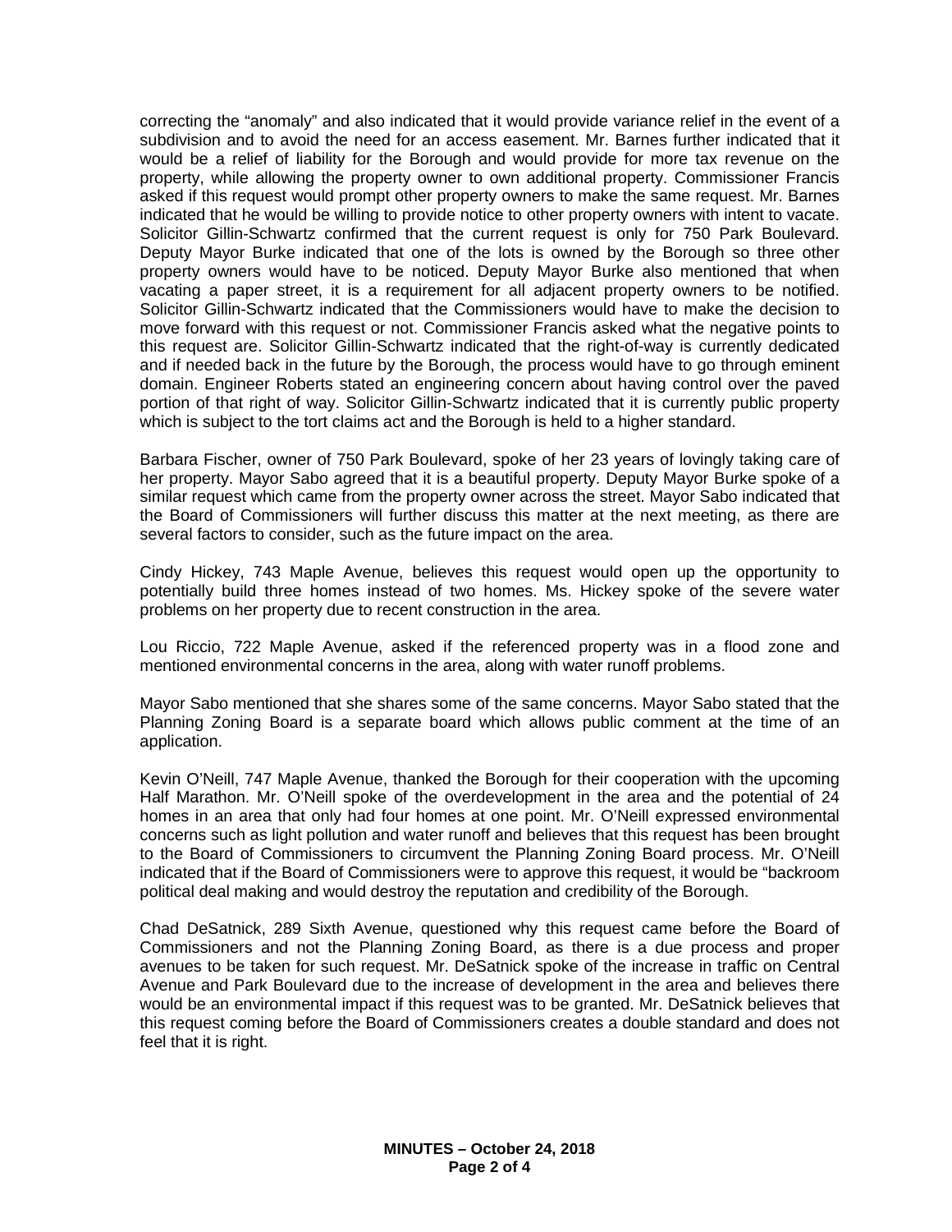correcting the "anomaly" and also indicated that it would provide variance relief in the event of a subdivision and to avoid the need for an access easement. Mr. Barnes further indicated that it would be a relief of liability for the Borough and would provide for more tax revenue on the property, while allowing the property owner to own additional property. Commissioner Francis asked if this request would prompt other property owners to make the same request. Mr. Barnes indicated that he would be willing to provide notice to other property owners with intent to vacate. Solicitor Gillin-Schwartz confirmed that the current request is only for 750 Park Boulevard. Deputy Mayor Burke indicated that one of the lots is owned by the Borough so three other property owners would have to be noticed. Deputy Mayor Burke also mentioned that when vacating a paper street, it is a requirement for all adjacent property owners to be notified. Solicitor Gillin-Schwartz indicated that the Commissioners would have to make the decision to move forward with this request or not. Commissioner Francis asked what the negative points to this request are. Solicitor Gillin-Schwartz indicated that the right-of-way is currently dedicated and if needed back in the future by the Borough, the process would have to go through eminent domain. Engineer Roberts stated an engineering concern about having control over the paved portion of that right of way. Solicitor Gillin-Schwartz indicated that it is currently public property which is subject to the tort claims act and the Borough is held to a higher standard.

Barbara Fischer, owner of 750 Park Boulevard, spoke of her 23 years of lovingly taking care of her property. Mayor Sabo agreed that it is a beautiful property. Deputy Mayor Burke spoke of a similar request which came from the property owner across the street. Mayor Sabo indicated that the Board of Commissioners will further discuss this matter at the next meeting, as there are several factors to consider, such as the future impact on the area.

Cindy Hickey, 743 Maple Avenue, believes this request would open up the opportunity to potentially build three homes instead of two homes. Ms. Hickey spoke of the severe water problems on her property due to recent construction in the area.

Lou Riccio, 722 Maple Avenue, asked if the referenced property was in a flood zone and mentioned environmental concerns in the area, along with water runoff problems.

Mayor Sabo mentioned that she shares some of the same concerns. Mayor Sabo stated that the Planning Zoning Board is a separate board which allows public comment at the time of an application.

Kevin O'Neill, 747 Maple Avenue, thanked the Borough for their cooperation with the upcoming Half Marathon. Mr. O'Neill spoke of the overdevelopment in the area and the potential of 24 homes in an area that only had four homes at one point. Mr. O'Neill expressed environmental concerns such as light pollution and water runoff and believes that this request has been brought to the Board of Commissioners to circumvent the Planning Zoning Board process. Mr. O'Neill indicated that if the Board of Commissioners were to approve this request, it would be "backroom political deal making and would destroy the reputation and credibility of the Borough.

Chad DeSatnick, 289 Sixth Avenue, questioned why this request came before the Board of Commissioners and not the Planning Zoning Board, as there is a due process and proper avenues to be taken for such request. Mr. DeSatnick spoke of the increase in traffic on Central Avenue and Park Boulevard due to the increase of development in the area and believes there would be an environmental impact if this request was to be granted. Mr. DeSatnick believes that this request coming before the Board of Commissioners creates a double standard and does not feel that it is right.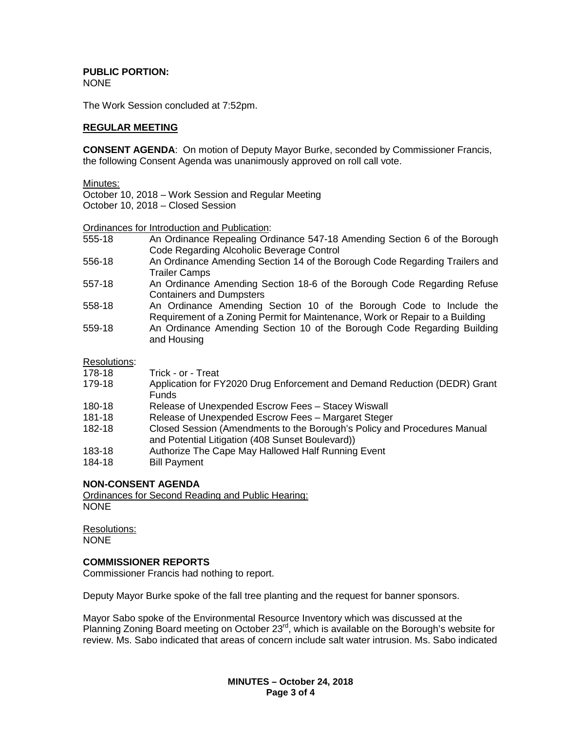**PUBLIC PORTION:**
NONE

The Work Session concluded at 7:52pm.

## REGULAR MEETING

**CONSENT AGENDA**: On motion of Deputy Mayor Burke, seconded by Commissioner Francis, the following Consent Agenda was unanimously approved on roll call vote.

Minutes:
October 10, 2018 – Work Session and Regular Meeting
October 10, 2018 – Closed Session

Ordinances for Introduction and Publication:

| | |
|---|---|
| 555-18 | An Ordinance Repealing Ordinance 547-18 Amending Section 6 of the Borough Code Regarding Alcoholic Beverage Control |
| 556-18 | An Ordinance Amending Section 14 of the Borough Code Regarding Trailers and Trailer Camps |
| 557-18 | An Ordinance Amending Section 18-6 of the Borough Code Regarding Refuse Containers and Dumpsters |
| 558-18 | An Ordinance Amending Section 10 of the Borough Code to Include the Requirement of a Zoning Permit for Maintenance, Work or Repair to a Building |
| 559-18 | An Ordinance Amending Section 10 of the Borough Code Regarding Building and Housing |

Resolutions:

| | |
|---|---|
| 178-18 | Trick - or - Treat |
| 179-18 | Application for FY2020 Drug Enforcement and Demand Reduction (DEDR) Grant Funds |
| 180-18 | Release of Unexpended Escrow Fees – Stacey Wiswall |
| 181-18 | Release of Unexpended Escrow Fees – Margaret Steger |
| 182-18 | Closed Session (Amendments to the Borough's Policy and Procedures Manual and Potential Litigation (408 Sunset Boulevard)) |
| 183-18 | Authorize The Cape May Hallowed Half Running Event |
| 184-18 | Bill Payment |

**NON-CONSENT AGENDA**
Ordinances for Second Reading and Public Hearing:
NONE

Resolutions:
NONE

**COMMISSIONER REPORTS**
Commissioner Francis had nothing to report.

Deputy Mayor Burke spoke of the fall tree planting and the request for banner sponsors.

Mayor Sabo spoke of the Environmental Resource Inventory which was discussed at the Planning Zoning Board meeting on October 23rd, which is available on the Borough's website for review. Ms. Sabo indicated that areas of concern include salt water intrusion. Ms. Sabo indicated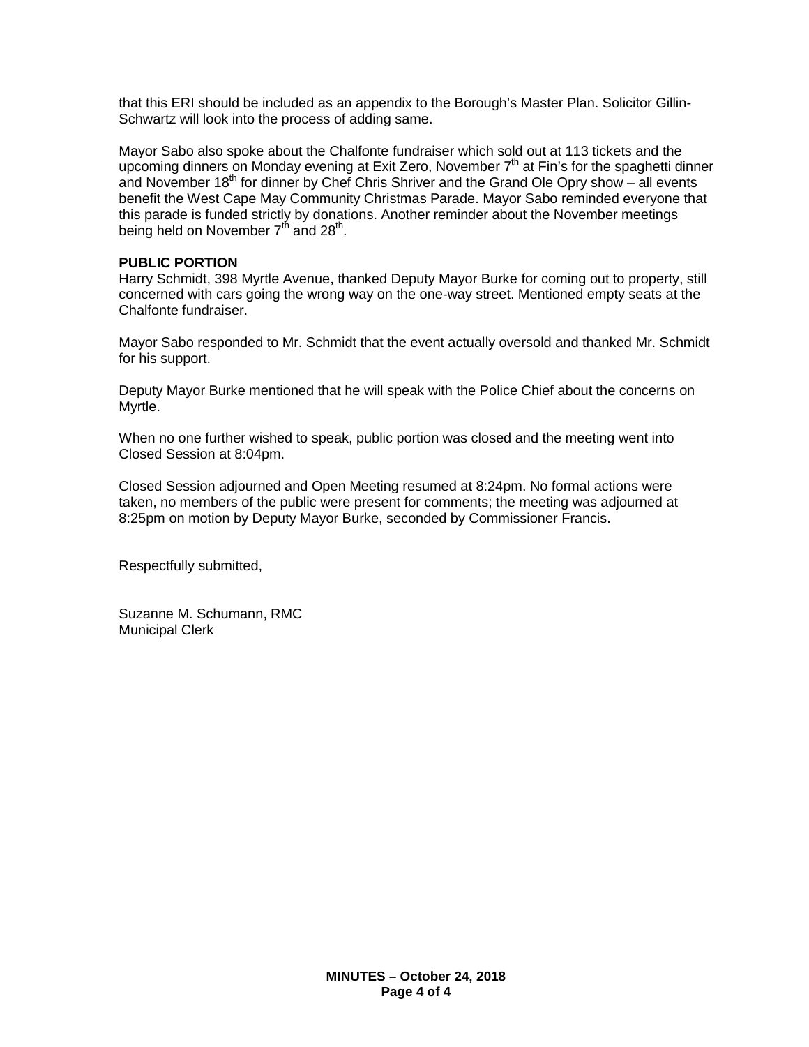that this ERI should be included as an appendix to the Borough's Master Plan. Solicitor Gillin-Schwartz will look into the process of adding same.

Mayor Sabo also spoke about the Chalfonte fundraiser which sold out at 113 tickets and the upcoming dinners on Monday evening at Exit Zero, November 7th at Fin's for the spaghetti dinner and November 18th for dinner by Chef Chris Shriver and the Grand Ole Opry show – all events benefit the West Cape May Community Christmas Parade. Mayor Sabo reminded everyone that this parade is funded strictly by donations. Another reminder about the November meetings being held on November 7th and 28th.

**PUBLIC PORTION**

Harry Schmidt, 398 Myrtle Avenue, thanked Deputy Mayor Burke for coming out to property, still concerned with cars going the wrong way on the one-way street. Mentioned empty seats at the Chalfonte fundraiser.

Mayor Sabo responded to Mr. Schmidt that the event actually oversold and thanked Mr. Schmidt for his support.

Deputy Mayor Burke mentioned that he will speak with the Police Chief about the concerns on Myrtle.

When no one further wished to speak, public portion was closed and the meeting went into Closed Session at 8:04pm.

Closed Session adjourned and Open Meeting resumed at 8:24pm. No formal actions were taken, no members of the public were present for comments; the meeting was adjourned at 8:25pm on motion by Deputy Mayor Burke, seconded by Commissioner Francis.

Respectfully submitted,

Suzanne M. Schumann, RMC
Municipal Clerk

**MINUTES – October 24, 2018**